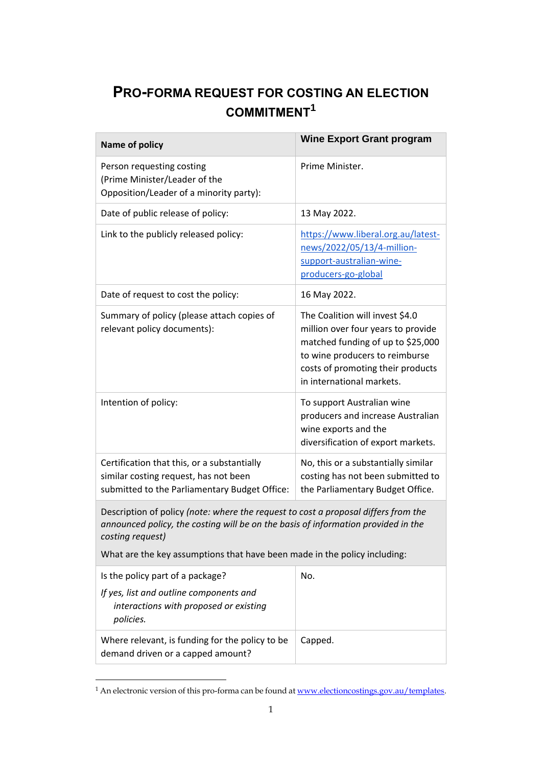# PRO-FORMA REQUEST FOR COSTING AN ELECTION COMMITMENT[1]

| Name of policy | Wine Export Grant program |
|---|---|
| Person requesting costing (Prime Minister/Leader of the Opposition/Leader of a minority party): | Prime Minister. |
| Date of public release of policy: | 13 May 2022. |
| Link to the publicly released policy: | [https://www.liberal.org.au/latest-news/2022/05/13/4-million-support-australian-wine-producers-go-global](https://www.liberal.org.au/latest-news/2022/05/13/4-million-support-australian-wine-producers-go-global) |
| Date of request to cost the policy: | 16 May 2022. |
| Summary of policy (please attach copies of relevant policy documents): | The Coalition will invest $4.0 million over four years to provide matched funding of up to $25,000 to wine producers to reimburse costs of promoting their products in international markets. |
| Intention of policy: | To support Australian wine producers and increase Australian wine exports and the diversification of export markets. |
| Certification that this, or a substantially similar costing request, has not been submitted to the Parliamentary Budget Office: | No, this or a substantially similar costing has not been submitted to the Parliamentary Budget Office. |
| Description of policy *(note: where the request to cost a proposal differs from the announced policy, the costing will be on the basis of information provided in the costing request)* <br><br> What are the key assumptions that have been made in the policy including: | |
| Is the policy part of a package? <br><br> *If yes, list and outline components and interactions with proposed or existing policies.* | No. |
| Where relevant, is funding for the policy to be demand driven or a capped amount? | Capped. |

[1] An electronic version of this pro-forma can be found at [www.electioncostings.gov.au/templates](www.electioncostings.gov.au/templates).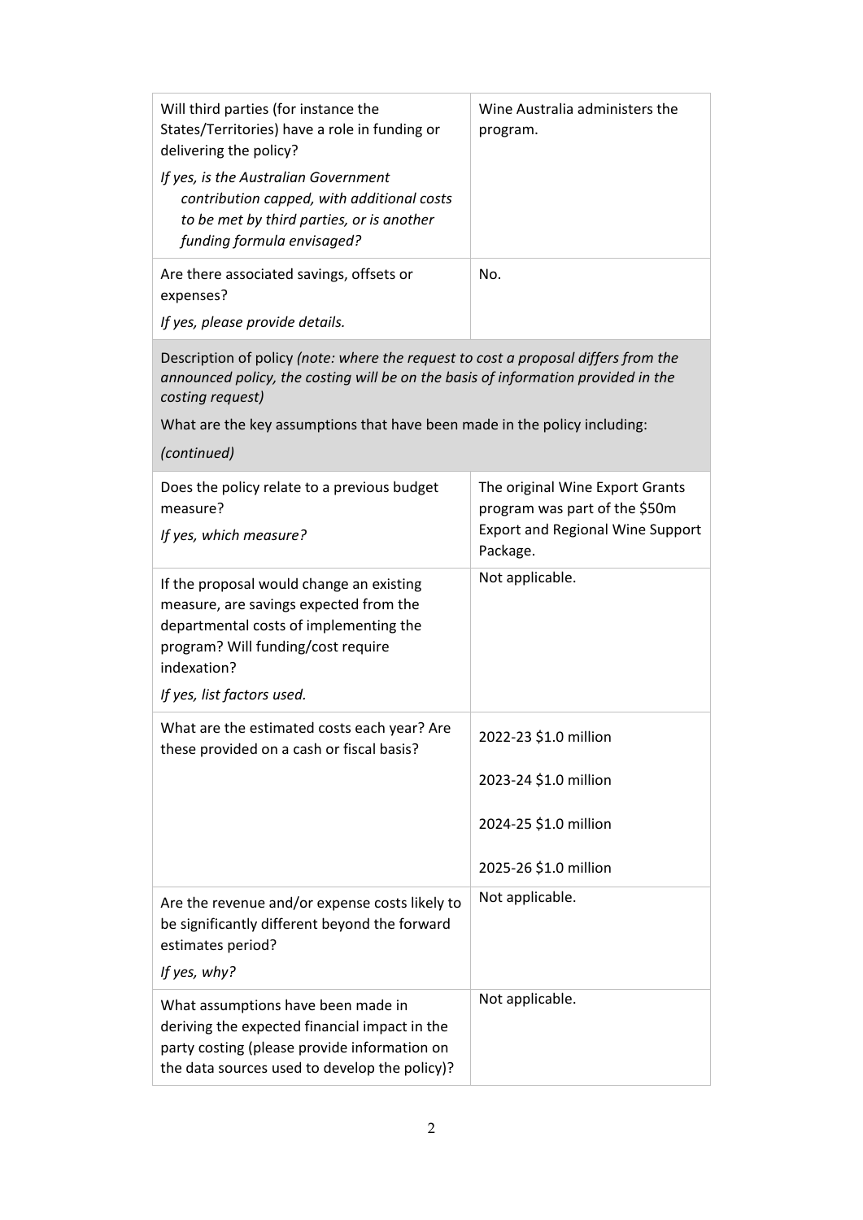| | |
|---|---|
| Will third parties (for instance the States/Territories) have a role in funding or delivering the policy?<br>*If yes, is the Australian Government contribution capped, with additional costs to be met by third parties, or is another funding formula envisaged?* | Wine Australia administers the program. |
| Are there associated savings, offsets or expenses?<br>*If yes, please provide details.* | No. |
| **Description of policy** *(note: where the request to cost a proposal differs from the announced policy, the costing will be on the basis of information provided in the costing request)*<br>What are the key assumptions that have been made in the policy including:<br>*(continued)* | |
| Does the policy relate to a previous budget measure?<br>*If yes, which measure?* | The original Wine Export Grants program was part of the $50m Export and Regional Wine Support Package. |
| If the proposal would change an existing measure, are savings expected from the departmental costs of implementing the program? Will funding/cost require indexation?<br>*If yes, list factors used.* | Not applicable. |
| What are the estimated costs each year? Are these provided on a cash or fiscal basis? | 2022-23 $1.0 million<br>2023-24 $1.0 million<br>2024-25 $1.0 million<br>2025-26 $1.0 million |
| Are the revenue and/or expense costs likely to be significantly different beyond the forward estimates period?<br>*If yes, why?* | Not applicable. |
| What assumptions have been made in deriving the expected financial impact in the party costing (please provide information on the data sources used to develop the policy)? | Not applicable. |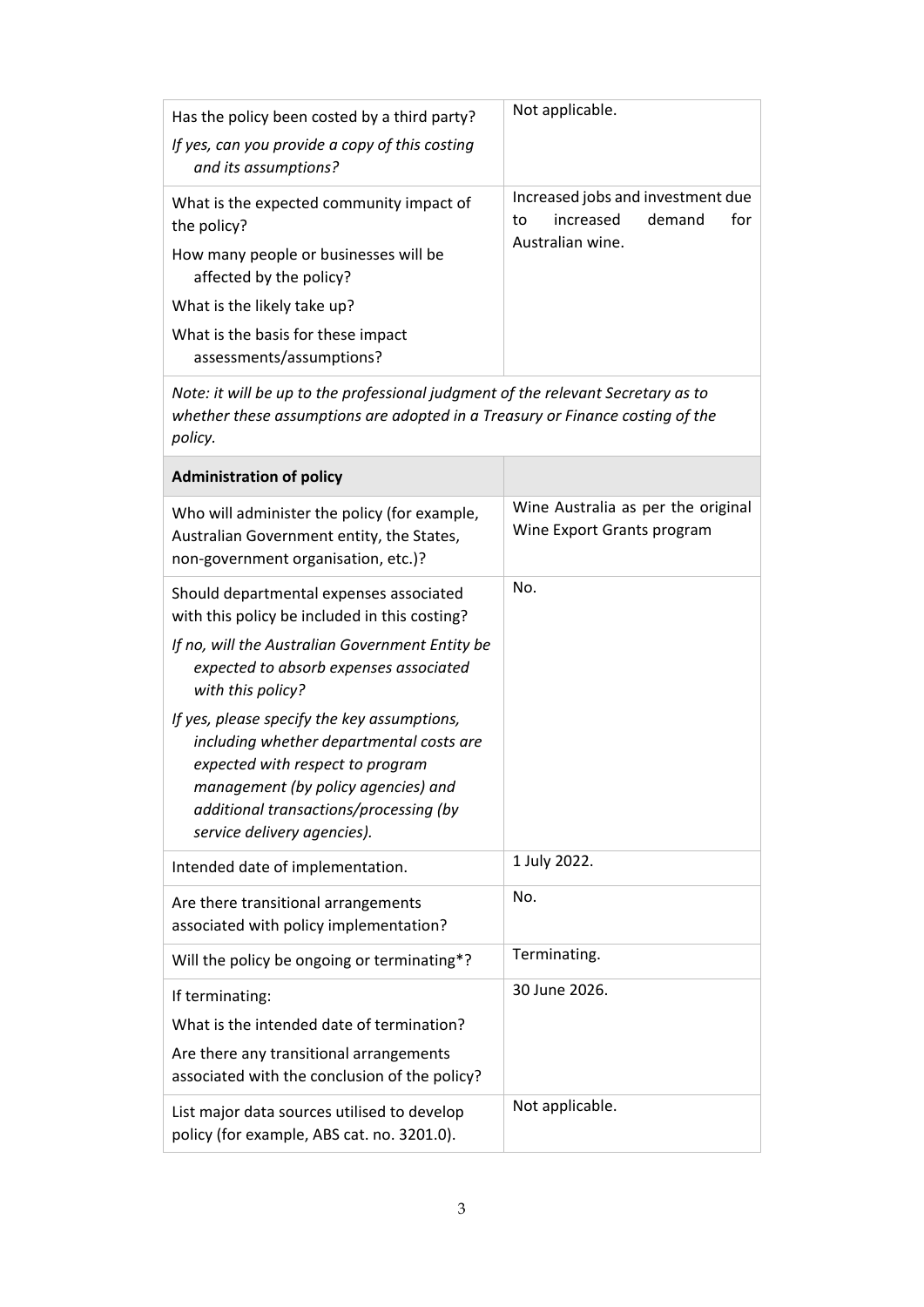| | |
|---|---|
| Has the policy been costed by a third party?<br>*If yes, can you provide a copy of this costing and its assumptions?* | Not applicable. |
| What is the expected community impact of the policy?<br>How many people or businesses will be affected by the policy?<br>What is the likely take up?<br>What is the basis for these impact assessments/assumptions? | Increased jobs and investment due to increased demand for Australian wine. |
| *Note: it will be up to the professional judgment of the relevant Secretary as to whether these assumptions are adopted in a Treasury or Finance costing of the policy.* | |
| **Administration of policy** | |
| Who will administer the policy (for example, Australian Government entity, the States, non-government organisation, etc.)? | Wine Australia as per the original Wine Export Grants program |
| Should departmental expenses associated with this policy be included in this costing?<br>*If no, will the Australian Government Entity be expected to absorb expenses associated with this policy?*<br>*If yes, please specify the key assumptions, including whether departmental costs are expected with respect to program management (by policy agencies) and additional transactions/processing (by service delivery agencies).* | No. |
| Intended date of implementation. | 1 July 2022. |
| Are there transitional arrangements associated with policy implementation? | No. |
| Will the policy be ongoing or terminating*? | Terminating. |
| If terminating:<br>What is the intended date of termination?<br>Are there any transitional arrangements associated with the conclusion of the policy? | 30 June 2026. |
| List major data sources utilised to develop policy (for example, ABS cat. no. 3201.0). | Not applicable. |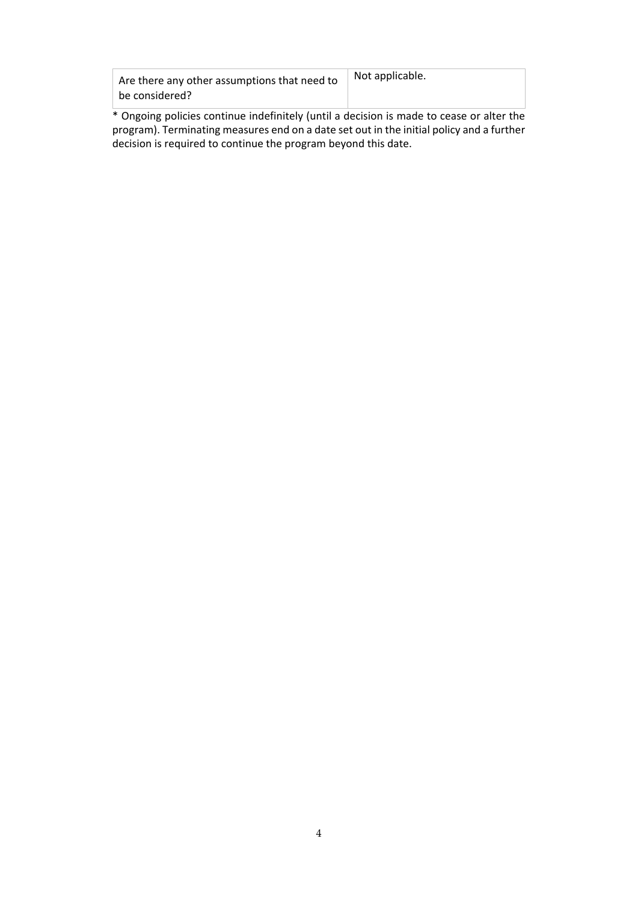| | |
|---|---|
| Are there any other assumptions that need to be considered? | Not applicable. |

* Ongoing policies continue indefinitely (until a decision is made to cease or alter the program). Terminating measures end on a date set out in the initial policy and a further decision is required to continue the program beyond this date.